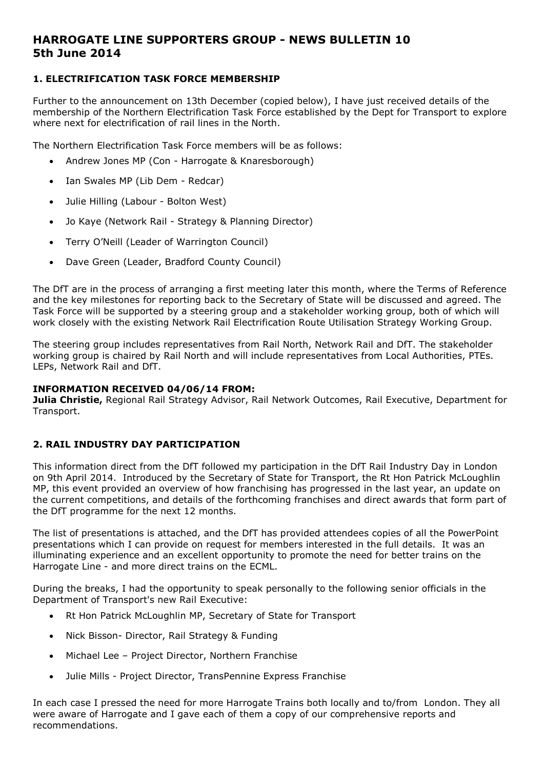# HARROGATE LINE SUPPORTERS GROUP - NEWS BULLETIN 10
# 5th June 2014

## 1. ELECTRIFICATION TASK FORCE MEMBERSHIP

Further to the announcement on 13th December (copied below), I have just received details of the membership of the Northern Electrification Task Force established by the Dept for Transport to explore where next for electrification of rail lines in the North.

The Northern Electrification Task Force members will be as follows:

- Andrew Jones MP (Con - Harrogate & Knaresborough)
- Ian Swales MP (Lib Dem - Redcar)
- Julie Hilling (Labour - Bolton West)
- Jo Kaye (Network Rail - Strategy & Planning Director)
- Terry O'Neill (Leader of Warrington Council)
- Dave Green (Leader, Bradford County Council)

The DfT are in the process of arranging a first meeting later this month, where the Terms of Reference and the key milestones for reporting back to the Secretary of State will be discussed and agreed. The Task Force will be supported by a steering group and a stakeholder working group, both of which will work closely with the existing Network Rail Electrification Route Utilisation Strategy Working Group.

The steering group includes representatives from Rail North, Network Rail and DfT. The stakeholder working group is chaired by Rail North and will include representatives from Local Authorities, PTEs. LEPs, Network Rail and DfT.

**INFORMATION RECEIVED 04/06/14 FROM:**
**Julia Christie,** Regional Rail Strategy Advisor, Rail Network Outcomes, Rail Executive, Department for Transport.

## 2. RAIL INDUSTRY DAY PARTICIPATION

This information direct from the DfT followed my participation in the DfT Rail Industry Day in London on 9th April 2014. Introduced by the Secretary of State for Transport, the Rt Hon Patrick McLoughlin MP, this event provided an overview of how franchising has progressed in the last year, an update on the current competitions, and details of the forthcoming franchises and direct awards that form part of the DfT programme for the next 12 months.

The list of presentations is attached, and the DfT has provided attendees copies of all the PowerPoint presentations which I can provide on request for members interested in the full details. It was an illuminating experience and an excellent opportunity to promote the need for better trains on the Harrogate Line - and more direct trains on the ECML.

During the breaks, I had the opportunity to speak personally to the following senior officials in the Department of Transport's new Rail Executive:

- Rt Hon Patrick McLoughlin MP, Secretary of State for Transport
- Nick Bisson- Director, Rail Strategy & Funding
- Michael Lee – Project Director, Northern Franchise
- Julie Mills - Project Director, TransPennine Express Franchise

In each case I pressed the need for more Harrogate Trains both locally and to/from London. They all were aware of Harrogate and I gave each of them a copy of our comprehensive reports and recommendations.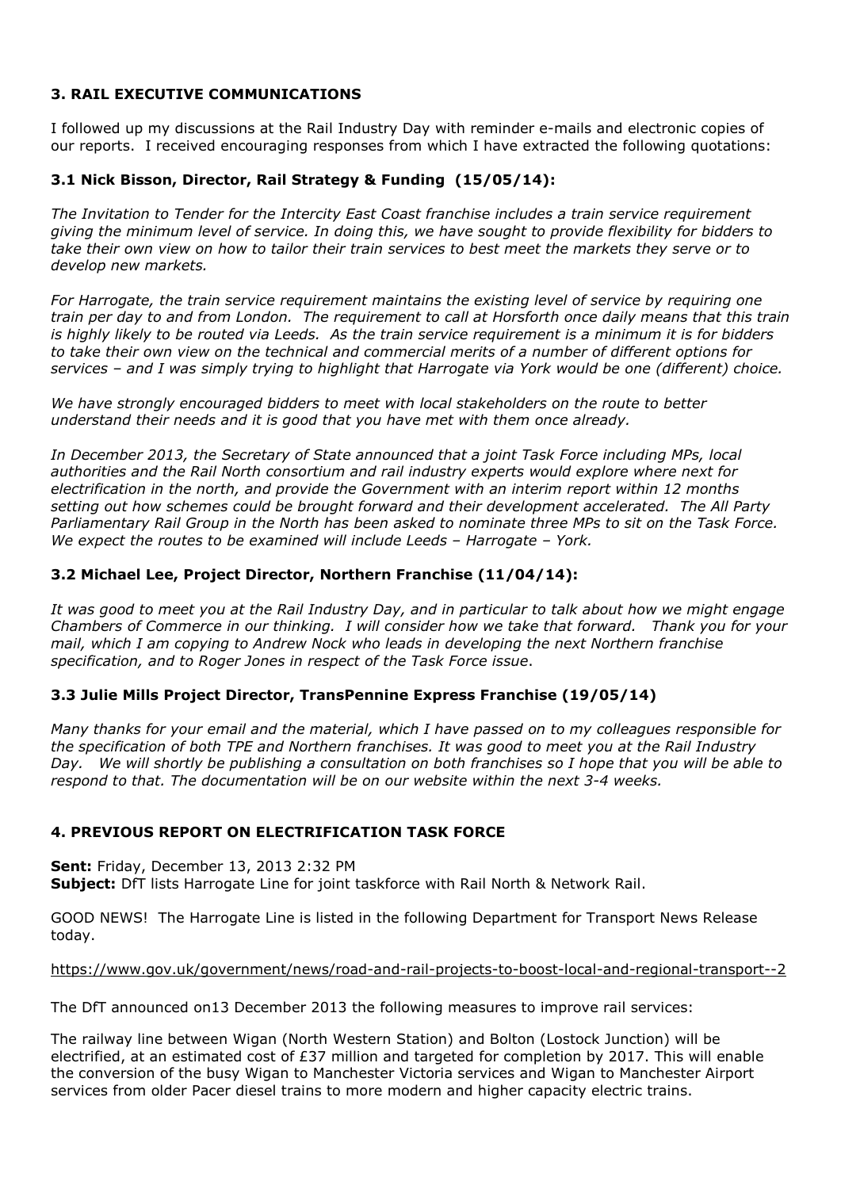### 3. RAIL EXECUTIVE COMMUNICATIONS

I followed up my discussions at the Rail Industry Day with reminder e-mails and electronic copies of our reports. I received encouraging responses from which I have extracted the following quotations:

#### 3.1 Nick Bisson, Director, Rail Strategy & Funding (15/05/14):

*The Invitation to Tender for the Intercity East Coast franchise includes a train service requirement giving the minimum level of service. In doing this, we have sought to provide flexibility for bidders to take their own view on how to tailor their train services to best meet the markets they serve or to develop new markets.*

*For Harrogate, the train service requirement maintains the existing level of service by requiring one train per day to and from London. The requirement to call at Horsforth once daily means that this train is highly likely to be routed via Leeds. As the train service requirement is a minimum it is for bidders to take their own view on the technical and commercial merits of a number of different options for services – and I was simply trying to highlight that Harrogate via York would be one (different) choice.*

*We have strongly encouraged bidders to meet with local stakeholders on the route to better understand their needs and it is good that you have met with them once already.*

*In December 2013, the Secretary of State announced that a joint Task Force including MPs, local authorities and the Rail North consortium and rail industry experts would explore where next for electrification in the north, and provide the Government with an interim report within 12 months setting out how schemes could be brought forward and their development accelerated. The All Party Parliamentary Rail Group in the North has been asked to nominate three MPs to sit on the Task Force. We expect the routes to be examined will include Leeds – Harrogate – York.*

#### 3.2 Michael Lee, Project Director, Northern Franchise (11/04/14):

*It was good to meet you at the Rail Industry Day, and in particular to talk about how we might engage Chambers of Commerce in our thinking. I will consider how we take that forward. Thank you for your mail, which I am copying to Andrew Nock who leads in developing the next Northern franchise specification, and to Roger Jones in respect of the Task Force issue.*

#### 3.3 Julie Mills Project Director, TransPennine Express Franchise (19/05/14)

*Many thanks for your email and the material, which I have passed on to my colleagues responsible for the specification of both TPE and Northern franchises. It was good to meet you at the Rail Industry Day. We will shortly be publishing a consultation on both franchises so I hope that you will be able to respond to that. The documentation will be on our website within the next 3-4 weeks.*

### 4. PREVIOUS REPORT ON ELECTRIFICATION TASK FORCE

**Sent:** Friday, December 13, 2013 2:32 PM
**Subject:** DfT lists Harrogate Line for joint taskforce with Rail North & Network Rail.

GOOD NEWS! The Harrogate Line is listed in the following Department for Transport News Release today.

https://www.gov.uk/government/news/road-and-rail-projects-to-boost-local-and-regional-transport--2

The DfT announced on13 December 2013 the following measures to improve rail services:

The railway line between Wigan (North Western Station) and Bolton (Lostock Junction) will be electrified, at an estimated cost of £37 million and targeted for completion by 2017. This will enable the conversion of the busy Wigan to Manchester Victoria services and Wigan to Manchester Airport services from older Pacer diesel trains to more modern and higher capacity electric trains.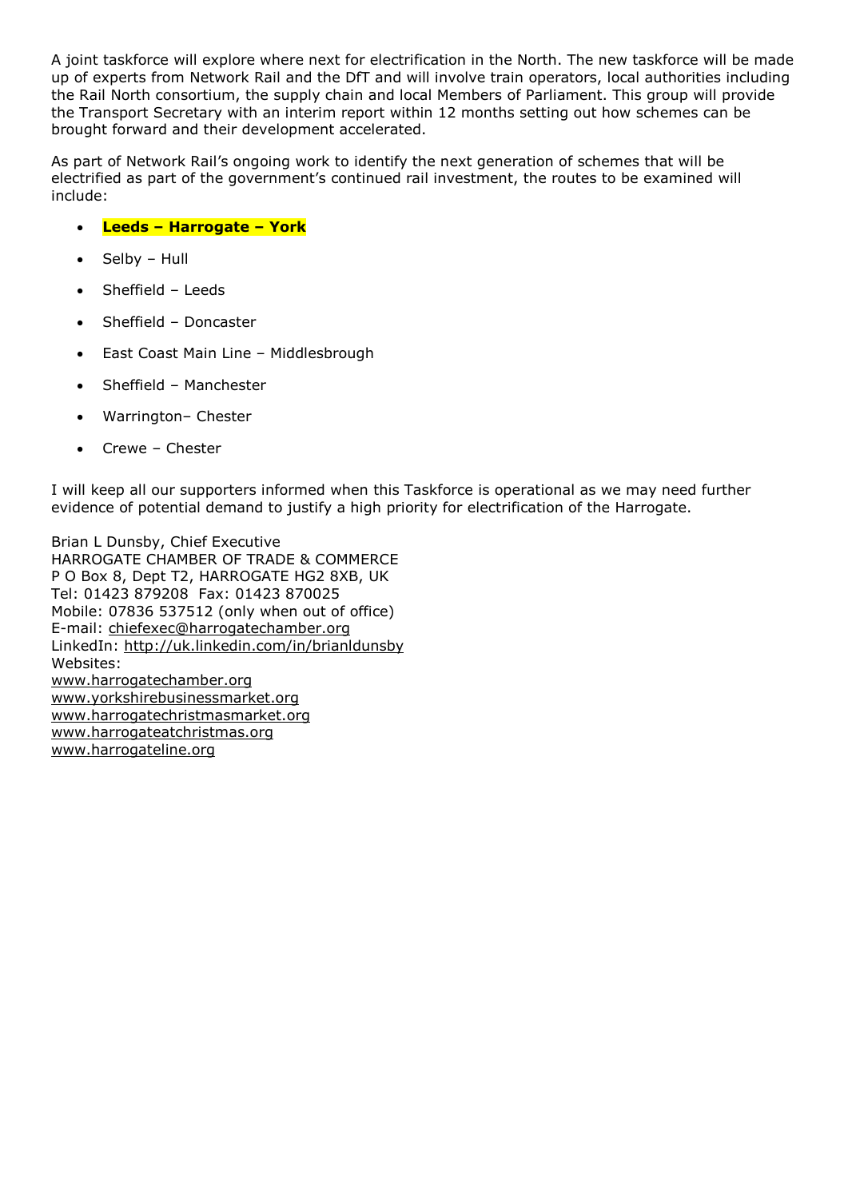A joint taskforce will explore where next for electrification in the North. The new taskforce will be made up of experts from Network Rail and the DfT and will involve train operators, local authorities including the Rail North consortium, the supply chain and local Members of Parliament. This group will provide the Transport Secretary with an interim report within 12 months setting out how schemes can be brought forward and their development accelerated.

As part of Network Rail's ongoing work to identify the next generation of schemes that will be electrified as part of the government's continued rail investment, the routes to be examined will include:

- **Leeds – Harrogate – York**
- Selby – Hull
- Sheffield – Leeds
- Sheffield – Doncaster
- East Coast Main Line – Middlesbrough
- Sheffield – Manchester
- Warrington– Chester
- Crewe – Chester

I will keep all our supporters informed when this Taskforce is operational as we may need further evidence of potential demand to justify a high priority for electrification of the Harrogate.

Brian L Dunsby, Chief Executive
HARROGATE CHAMBER OF TRADE & COMMERCE
P O Box 8, Dept T2, HARROGATE HG2 8XB, UK
Tel: 01423 879208 Fax: 01423 870025
Mobile: 07836 537512 (only when out of office)
E-mail: chiefexec@harrogatechamber.org
LinkedIn: http://uk.linkedin.com/in/brianldunsby
Websites:
www.harrogatechamber.org
www.yorkshirebusinessmarket.org
www.harrogatechristmasmarket.org
www.harrogateatchristmas.org
www.harrogateline.org